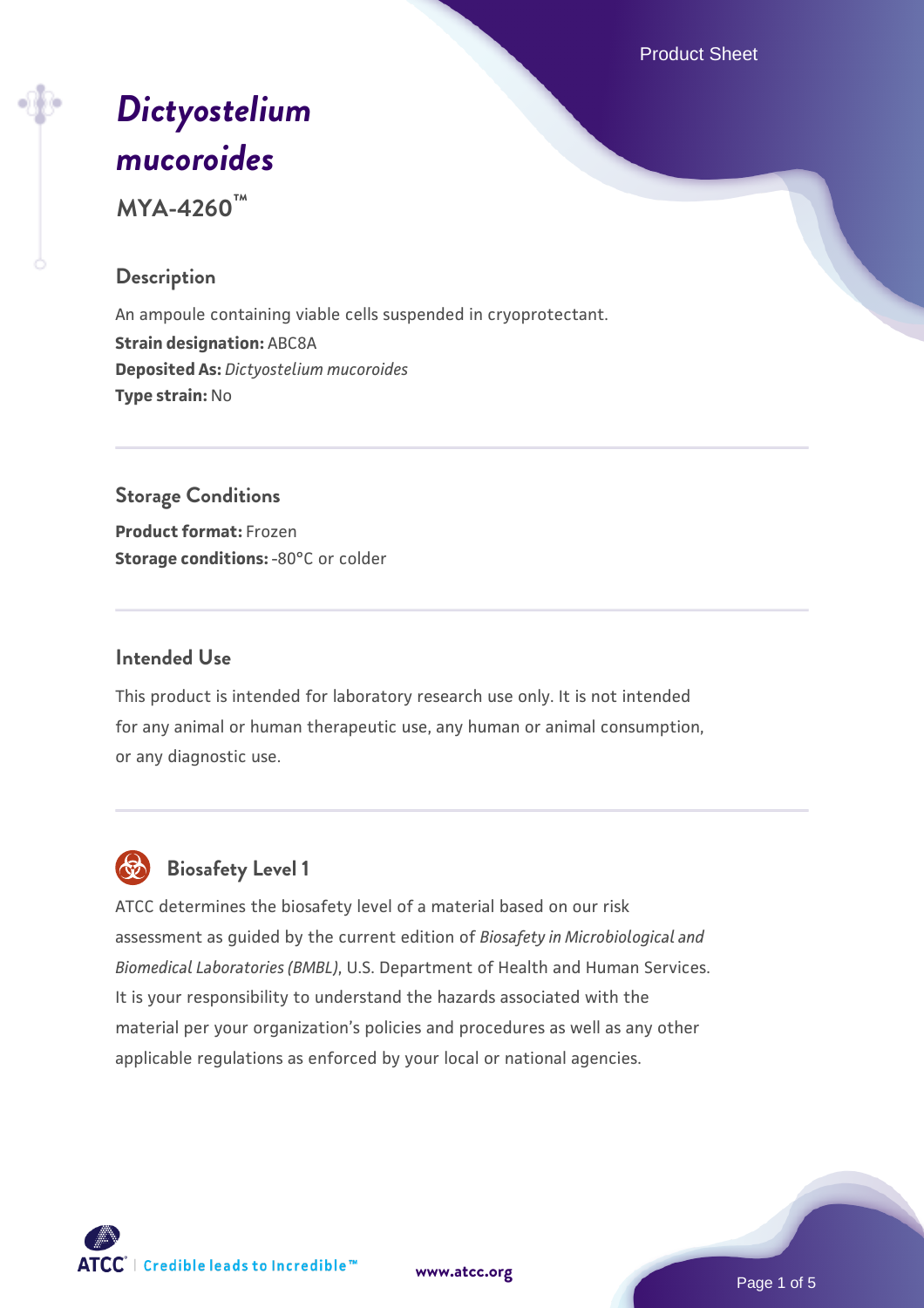# *Dictyostelium mucoroides*

**MYA-4260™**

## Description

An ampoule containing viable cells suspended in cryoprotectant.

**Strain designation:** ABC8A

**Deposited As:** *Dictyostelium mucoroides*

**Type strain:** No

## Storage Conditions

**Product format:** Frozen

**Storage conditions:** -80°C or colder

## Intended Use

This product is intended for laboratory research use only. It is not intended for any animal or human therapeutic use, any human or animal consumption, or any diagnostic use.

## Biosafety Level 1

ATCC determines the biosafety level of a material based on our risk assessment as guided by the current edition of *Biosafety in Microbiological and Biomedical Laboratories (BMBL)*, U.S. Department of Health and Human Services. It is your responsibility to understand the hazards associated with the material per your organization's policies and procedures as well as any other applicable regulations as enforced by your local or national agencies.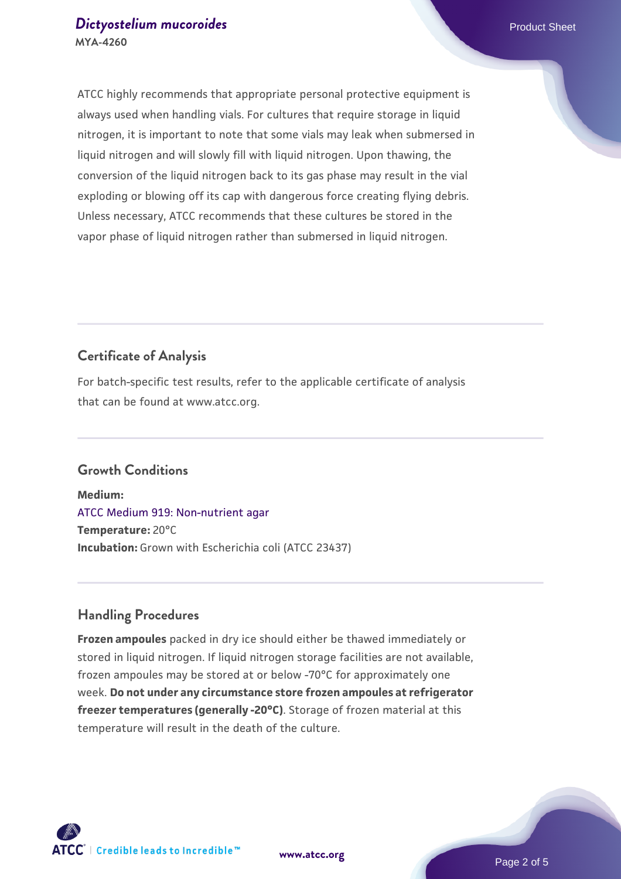ATCC highly recommends that appropriate personal protective equipment is always used when handling vials. For cultures that require storage in liquid nitrogen, it is important to note that some vials may leak when submersed in liquid nitrogen and will slowly fill with liquid nitrogen. Upon thawing, the conversion of the liquid nitrogen back to its gas phase may result in the vial exploding or blowing off its cap with dangerous force creating flying debris. Unless necessary, ATCC recommends that these cultures be stored in the vapor phase of liquid nitrogen rather than submersed in liquid nitrogen.

## Certificate of Analysis

For batch-specific test results, refer to the applicable certificate of analysis that can be found at www.atcc.org.

## Growth Conditions

**Medium:**
ATCC Medium 919: Non-nutrient agar
**Temperature:** 20°C
**Incubation:** Grown with Escherichia coli (ATCC 23437)

## Handling Procedures

**Frozen ampoules** packed in dry ice should either be thawed immediately or stored in liquid nitrogen. If liquid nitrogen storage facilities are not available, frozen ampoules may be stored at or below -70°C for approximately one week. **Do not under any circumstance store frozen ampoules at refrigerator freezer temperatures (generally -20°C)**. Storage of frozen material at this temperature will result in the death of the culture.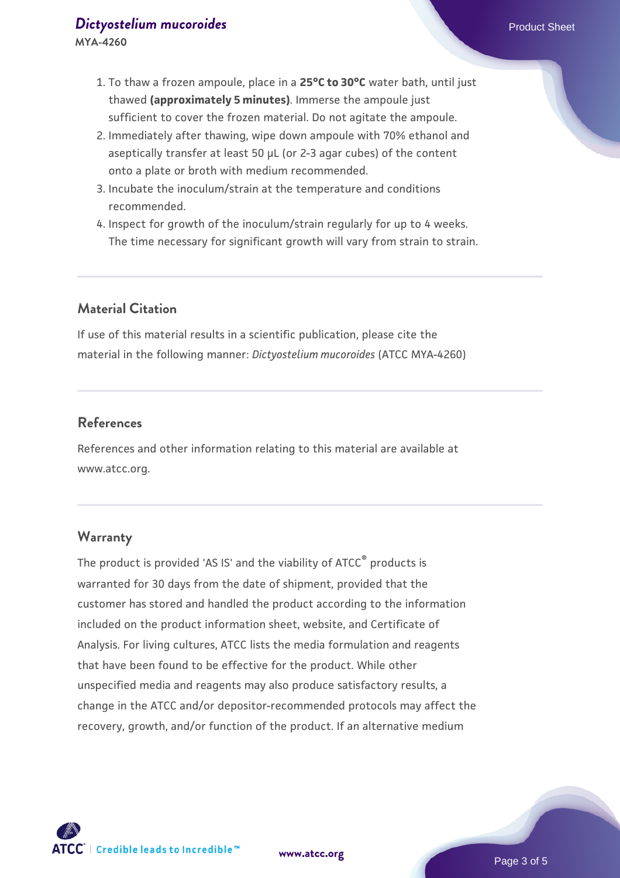1. To thaw a frozen ampoule, place in a **25°C to 30°C** water bath, until just thawed **(approximately 5 minutes)**. Immerse the ampoule just sufficient to cover the frozen material. Do not agitate the ampoule.
2. Immediately after thawing, wipe down ampoule with 70% ethanol and aseptically transfer at least 50 µL (or 2-3 agar cubes) of the content onto a plate or broth with medium recommended.
3. Incubate the inoculum/strain at the temperature and conditions recommended.
4. Inspect for growth of the inoculum/strain regularly for up to 4 weeks. The time necessary for significant growth will vary from strain to strain.

## Material Citation

If use of this material results in a scientific publication, please cite the material in the following manner: *Dictyostelium mucoroides* (ATCC MYA-4260)

## References

References and other information relating to this material are available at www.atcc.org.

## Warranty

The product is provided 'AS IS' and the viability of ATCC® products is warranted for 30 days from the date of shipment, provided that the customer has stored and handled the product according to the information included on the product information sheet, website, and Certificate of Analysis. For living cultures, ATCC lists the media formulation and reagents that have been found to be effective for the product. While other unspecified media and reagents may also produce satisfactory results, a change in the ATCC and/or depositor-recommended protocols may affect the recovery, growth, and/or function of the product. If an alternative medium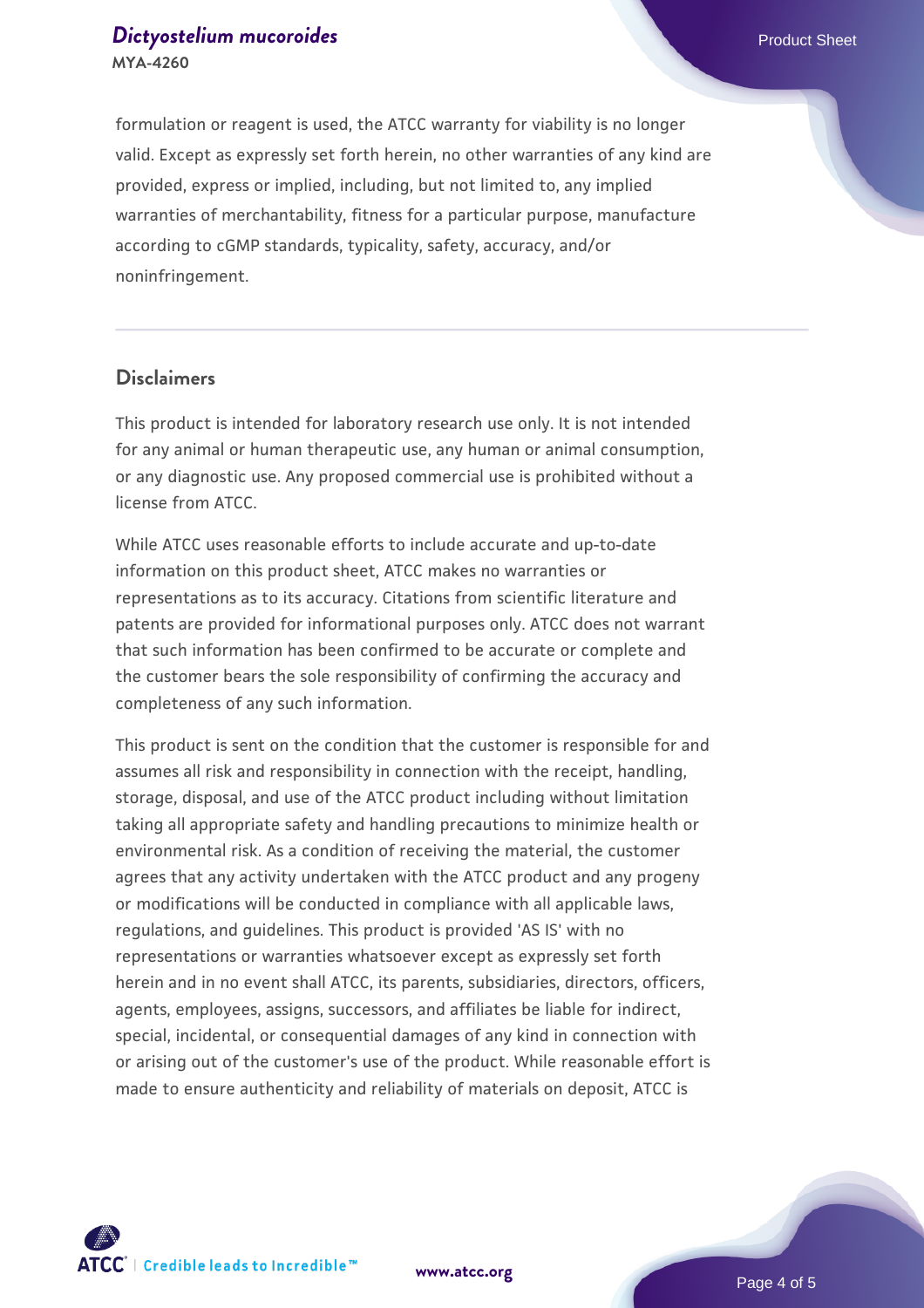formulation or reagent is used, the ATCC warranty for viability is no longer valid. Except as expressly set forth herein, no other warranties of any kind are provided, express or implied, including, but not limited to, any implied warranties of merchantability, fitness for a particular purpose, manufacture according to cGMP standards, typicality, safety, accuracy, and/or noninfringement.

## Disclaimers

This product is intended for laboratory research use only. It is not intended for any animal or human therapeutic use, any human or animal consumption, or any diagnostic use. Any proposed commercial use is prohibited without a license from ATCC.

While ATCC uses reasonable efforts to include accurate and up-to-date information on this product sheet, ATCC makes no warranties or representations as to its accuracy. Citations from scientific literature and patents are provided for informational purposes only. ATCC does not warrant that such information has been confirmed to be accurate or complete and the customer bears the sole responsibility of confirming the accuracy and completeness of any such information.

This product is sent on the condition that the customer is responsible for and assumes all risk and responsibility in connection with the receipt, handling, storage, disposal, and use of the ATCC product including without limitation taking all appropriate safety and handling precautions to minimize health or environmental risk. As a condition of receiving the material, the customer agrees that any activity undertaken with the ATCC product and any progeny or modifications will be conducted in compliance with all applicable laws, regulations, and guidelines. This product is provided 'AS IS' with no representations or warranties whatsoever except as expressly set forth herein and in no event shall ATCC, its parents, subsidiaries, directors, officers, agents, employees, assigns, successors, and affiliates be liable for indirect, special, incidental, or consequential damages of any kind in connection with or arising out of the customer's use of the product. While reasonable effort is made to ensure authenticity and reliability of materials on deposit, ATCC is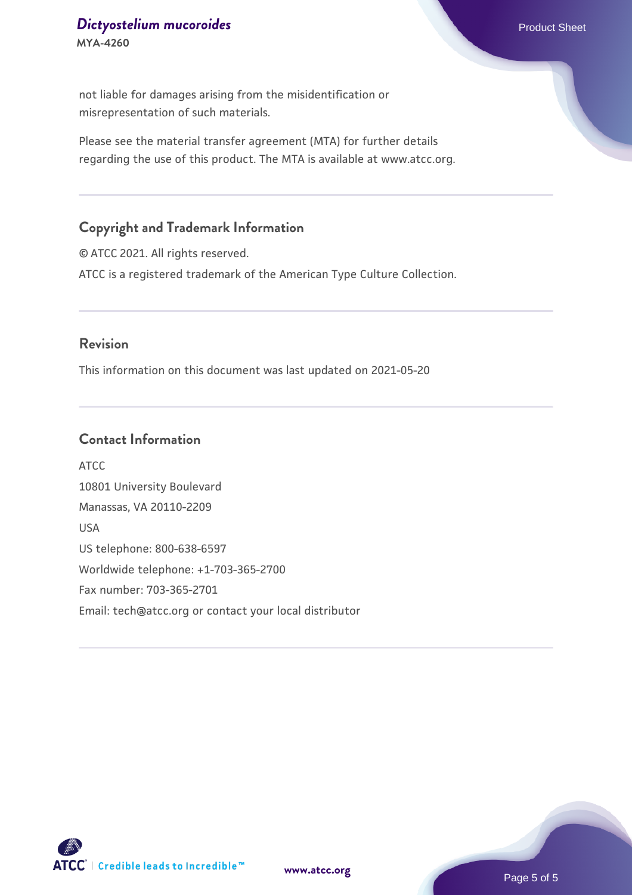not liable for damages arising from the misidentification or misrepresentation of such materials.

Please see the material transfer agreement (MTA) for further details regarding the use of this product. The MTA is available at www.atcc.org.

## Copyright and Trademark Information

© ATCC 2021. All rights reserved.

ATCC is a registered trademark of the American Type Culture Collection.

## Revision

This information on this document was last updated on 2021-05-20

## Contact Information

ATCC
10801 University Boulevard
Manassas, VA 20110-2209
USA
US telephone: 800-638-6597
Worldwide telephone: +1-703-365-2700
Fax number: 703-365-2701
Email: tech@atcc.org or contact your local distributor